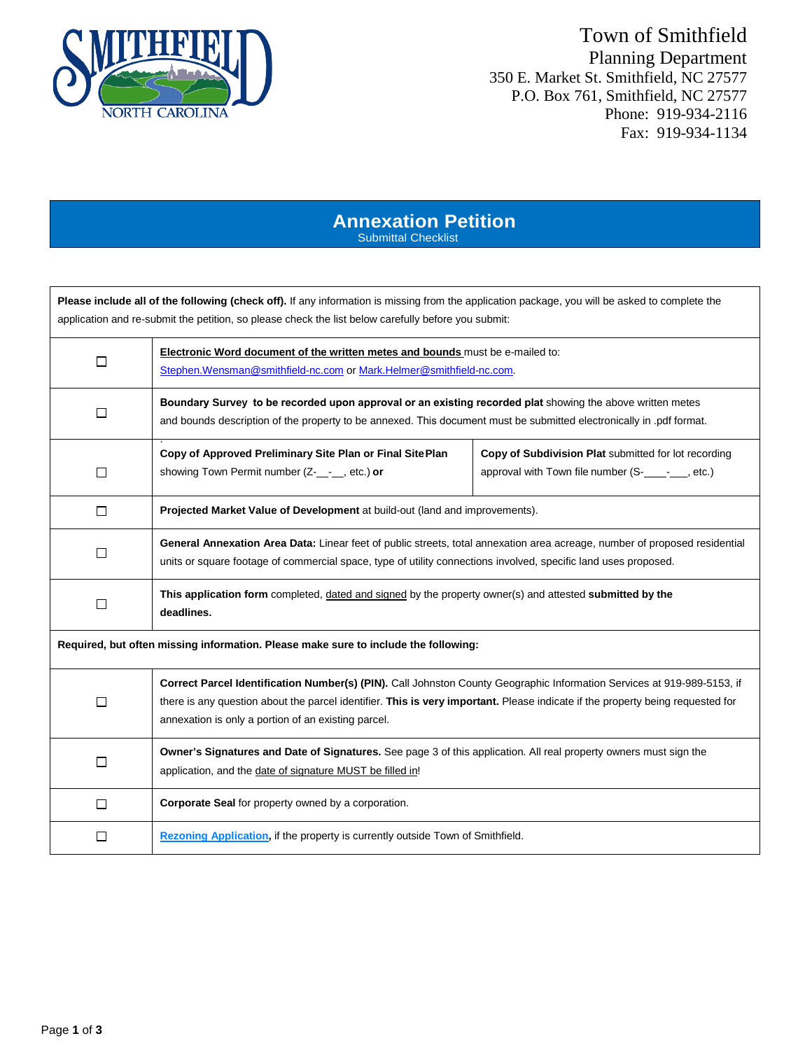Town of Smithfield
Planning Department
350 E. Market St. Smithfield, NC 27577
P.O. Box 761, Smithfield, NC 27577
Phone: 919-934-2116
Fax: 919-934-1134

# Annexation Petition

Submittal Checklist

**Please include all of the following (check off).** If any information is missing from the application package, you will be asked to complete the application and re-submit the petition, so please check the list below carefully before you submit:

| ☐ | **Electronic Word document of the written metes and bounds** must be e-mailed to: Stephen.Wensman@smithfield-nc.com or Mark.Helmer@smithfield-nc.com. | |
|---|---|---|
| ☐ | **Boundary Survey to be recorded upon approval or an existing recorded plat** showing the above written metes and bounds description of the property to be annexed. This document must be submitted electronically in .pdf format. | |
| ☐ | **Copy of Approved Preliminary Site Plan or Final Site Plan** showing Town Permit number (Z-__-__, etc.) **or** | **Copy of Subdivision Plat** submitted for lot recording approval with Town file number (S-____-___, etc.) |
| ☐ | **Projected Market Value of Development** at build-out (land and improvements). | |
| ☐ | **General Annexation Area Data:** Linear feet of public streets, total annexation area acreage, number of proposed residential units or square footage of commercial space, type of utility connections involved, specific land uses proposed. | |
| ☐ | **This application form** completed, dated and signed by the property owner(s) and attested **submitted by the deadlines.** | |

**Required, but often missing information. Please make sure to include the following:**

| ☐ | **Correct Parcel Identification Number(s) (PIN).** Call Johnston County Geographic Information Services at 919-989-5153, if there is any question about the parcel identifier. **This is very important.** Please indicate if the property being requested for annexation is only a portion of an existing parcel. |
|---|---|
| ☐ | **Owner's Signatures and Date of Signatures.** See page 3 of this application. All real property owners must sign the application, and the date of signature MUST be filled in! |
| ☐ | **Corporate Seal** for property owned by a corporation. |
| ☐ | **Rezoning Application**, if the property is currently outside Town of Smithfield. |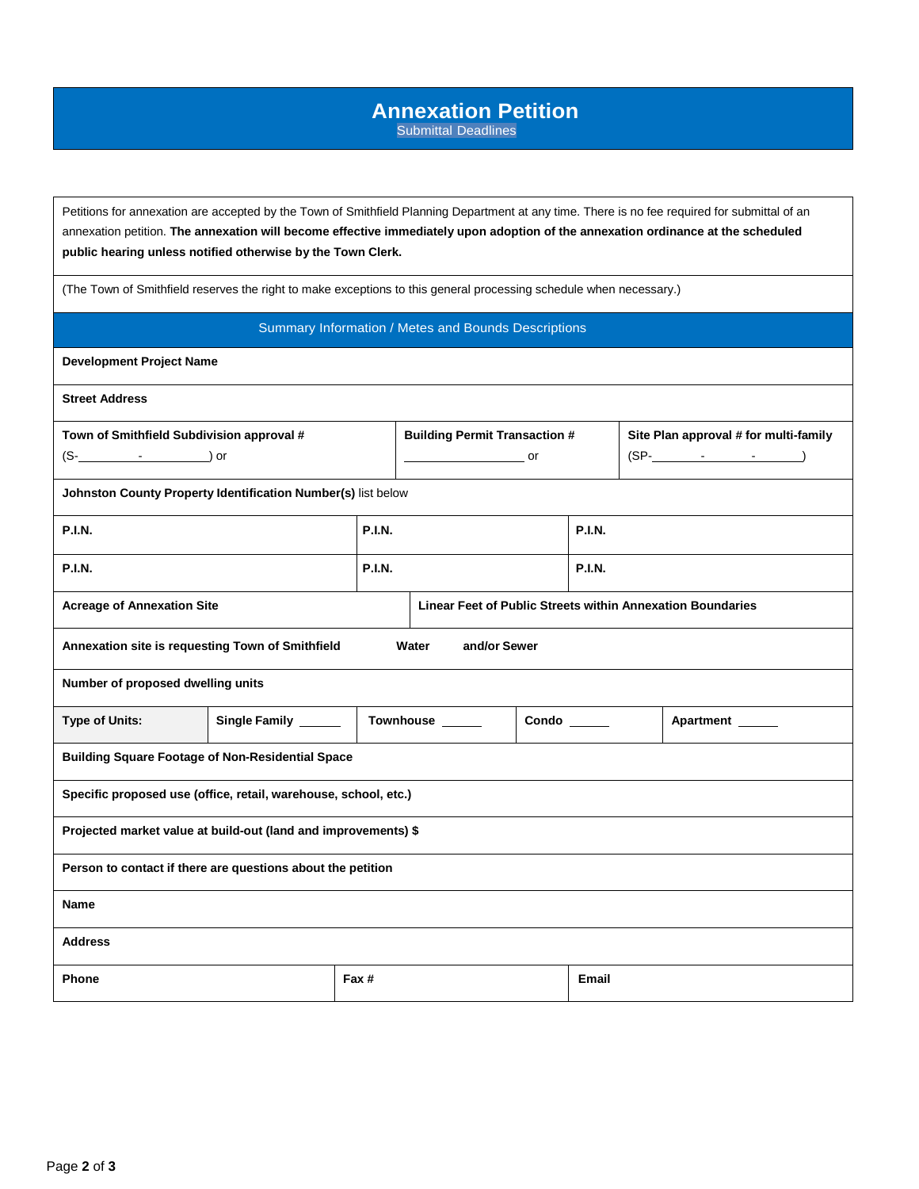# Annexation Petition

Submittal Deadlines

Petitions for annexation are accepted by the Town of Smithfield Planning Department at any time. There is no fee required for submittal of an annexation petition. **The annexation will become effective immediately upon adoption of the annexation ordinance at the scheduled public hearing unless notified otherwise by the Town Clerk.**

(The Town of Smithfield reserves the right to make exceptions to this general processing schedule when necessary.)

## Summary Information / Metes and Bounds Descriptions

**Development Project Name**

**Street Address**

| **Town of Smithfield Subdivision approval #** (S-\_\_\_\_\_\_\_\_\_\_-\_\_\_\_\_\_\_\_\_\_) or | **Building Permit Transaction #** \_\_\_\_\_\_\_\_\_\_\_\_\_\_\_\_\_\_\_\_ or | **Site Plan approval # for multi-family** (SP-\_\_\_\_\_\_\_-\_\_\_\_\_\_\_-\_\_\_\_\_\_\_) |
|---|---|---|

**Johnston County Property Identification Number(s)** list below

| **P.I.N.** | **P.I.N.** | **P.I.N.** |
|---|---|---|
| **P.I.N.** | **P.I.N.** | **P.I.N.** |

| **Acreage of Annexation Site** | **Linear Feet of Public Streets within Annexation Boundaries** |
|---|---|

**Annexation site is requesting Town of Smithfield Water and/or Sewer**

**Number of proposed dwelling units**

| **Type of Units:** | **Single Family** \_\_\_\_\_\_ | **Townhouse** \_\_\_\_\_\_ | **Condo** \_\_\_\_\_\_ | **Apartment** \_\_\_\_\_\_ |
|---|---|---|---|---|

**Building Square Footage of Non-Residential Space**

**Specific proposed use (office, retail, warehouse, school, etc.)**

**Projected market value at build-out (land and improvements) $**

**Person to contact if there are questions about the petition**

**Name**

**Address**

| **Phone** | **Fax #** | **Email** |
|---|---|---|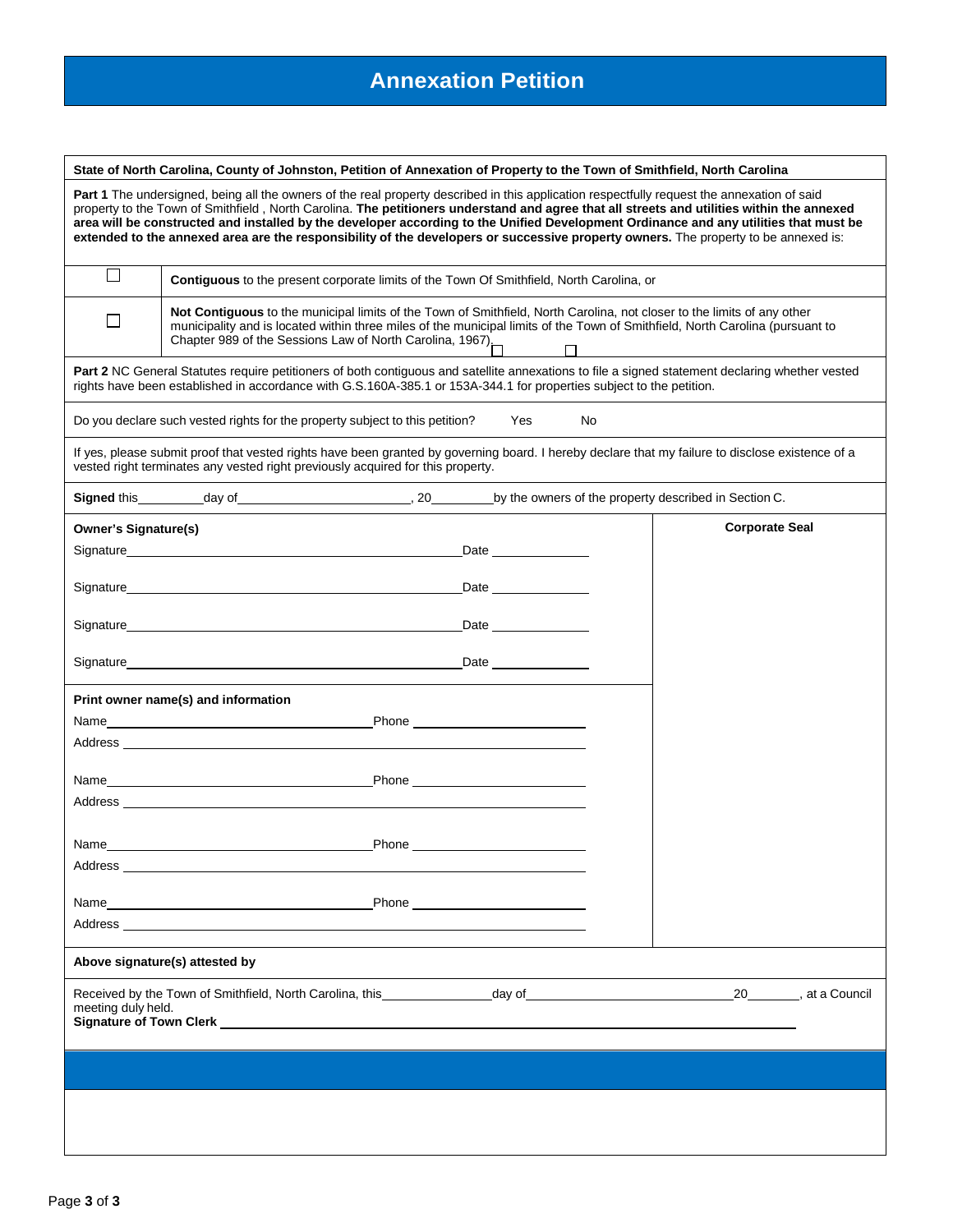# Annexation Petition

**State of North Carolina, County of Johnston, Petition of Annexation of Property to the Town of Smithfield, North Carolina**

**Part 1** The undersigned, being all the owners of the real property described in this application respectfully request the annexation of said property to the Town of Smithfield , North Carolina. **The petitioners understand and agree that all streets and utilities within the annexed area will be constructed and installed by the developer according to the Unified Development Ordinance and any utilities that must be extended to the annexed area are the responsibility of the developers or successive property owners.** The property to be annexed is:

| | |
|---|---|
| ☐ | **Contiguous** to the present corporate limits of the Town Of Smithfield, North Carolina, or |
| ☐ | **Not Contiguous** to the municipal limits of the Town of Smithfield, North Carolina, not closer to the limits of any other municipality and is located within three miles of the municipal limits of the Town of Smithfield, North Carolina (pursuant to Chapter 989 of the Sessions Law of North Carolina, 1967). |

**Part 2** NC General Statutes require petitioners of both contiguous and satellite annexations to file a signed statement declaring whether vested rights have been established in accordance with G.S.160A-385.1 or 153A-344.1 for properties subject to the petition.

Do you declare such vested rights for the property subject to this petition? ☐ Yes ☐ No

If yes, please submit proof that vested rights have been granted by governing board. I hereby declare that my failure to disclose existence of a vested right terminates any vested right previously acquired for this property.

**Signed** this\_\_\_\_\_\_\_\_\_day of\_\_\_\_\_\_\_\_\_\_\_\_\_\_\_\_\_\_\_\_\_\_\_\_, 20\_\_\_\_\_\_\_\_\_by the owners of the property described in Section C.

**Owner's Signature(s)**

Signature\_\_\_\_\_\_\_\_\_\_\_\_\_\_\_\_\_\_\_\_\_\_\_\_\_\_\_\_\_\_\_\_\_\_\_\_\_\_\_\_Date \_\_\_\_\_\_\_\_\_\_\_\_

Signature\_\_\_\_\_\_\_\_\_\_\_\_\_\_\_\_\_\_\_\_\_\_\_\_\_\_\_\_\_\_\_\_\_\_\_\_\_\_\_\_Date \_\_\_\_\_\_\_\_\_\_\_\_

Signature\_\_\_\_\_\_\_\_\_\_\_\_\_\_\_\_\_\_\_\_\_\_\_\_\_\_\_\_\_\_\_\_\_\_\_\_\_\_\_\_Date \_\_\_\_\_\_\_\_\_\_\_\_

Signature\_\_\_\_\_\_\_\_\_\_\_\_\_\_\_\_\_\_\_\_\_\_\_\_\_\_\_\_\_\_\_\_\_\_\_\_\_\_\_\_Date \_\_\_\_\_\_\_\_\_\_\_\_

**Corporate Seal**

**Print owner name(s) and information**

Name\_\_\_\_\_\_\_\_\_\_\_\_\_\_\_\_\_\_\_\_\_\_\_\_\_\_\_\_\_\_\_\_Phone \_\_\_\_\_\_\_\_\_\_\_\_\_\_\_\_\_\_\_\_\_

Address \_\_\_\_\_\_\_\_\_\_\_\_\_\_\_\_\_\_\_\_\_\_\_\_\_\_\_\_\_\_\_\_\_\_\_\_\_\_\_\_\_\_\_\_\_\_\_\_\_\_\_\_\_

Name\_\_\_\_\_\_\_\_\_\_\_\_\_\_\_\_\_\_\_\_\_\_\_\_\_\_\_\_\_\_\_\_Phone \_\_\_\_\_\_\_\_\_\_\_\_\_\_\_\_\_\_\_\_\_

Address \_\_\_\_\_\_\_\_\_\_\_\_\_\_\_\_\_\_\_\_\_\_\_\_\_\_\_\_\_\_\_\_\_\_\_\_\_\_\_\_\_\_\_\_\_\_\_\_\_\_\_\_\_

Name\_\_\_\_\_\_\_\_\_\_\_\_\_\_\_\_\_\_\_\_\_\_\_\_\_\_\_\_\_\_\_\_Phone \_\_\_\_\_\_\_\_\_\_\_\_\_\_\_\_\_\_\_\_\_

Address \_\_\_\_\_\_\_\_\_\_\_\_\_\_\_\_\_\_\_\_\_\_\_\_\_\_\_\_\_\_\_\_\_\_\_\_\_\_\_\_\_\_\_\_\_\_\_\_\_\_\_\_\_

Name\_\_\_\_\_\_\_\_\_\_\_\_\_\_\_\_\_\_\_\_\_\_\_\_\_\_\_\_\_\_\_\_Phone \_\_\_\_\_\_\_\_\_\_\_\_\_\_\_\_\_\_\_\_\_

Address \_\_\_\_\_\_\_\_\_\_\_\_\_\_\_\_\_\_\_\_\_\_\_\_\_\_\_\_\_\_\_\_\_\_\_\_\_\_\_\_\_\_\_\_\_\_\_\_\_\_\_\_\_

**Above signature(s) attested by**

Received by the Town of Smithfield, North Carolina, this\_\_\_\_\_\_\_\_\_\_\_\_\_\_\_day of\_\_\_\_\_\_\_\_\_\_\_\_\_\_\_\_\_\_\_\_\_\_\_\_\_\_\_\_\_20\_\_\_\_\_\_\_, at a Council meeting duly held.
**Signature of Town Clerk** \_\_\_\_\_\_\_\_\_\_\_\_\_\_\_\_\_\_\_\_\_\_\_\_\_\_\_\_\_\_\_\_\_\_\_\_\_\_\_\_\_\_\_\_\_\_\_\_\_\_\_\_\_\_\_\_\_\_\_\_\_\_